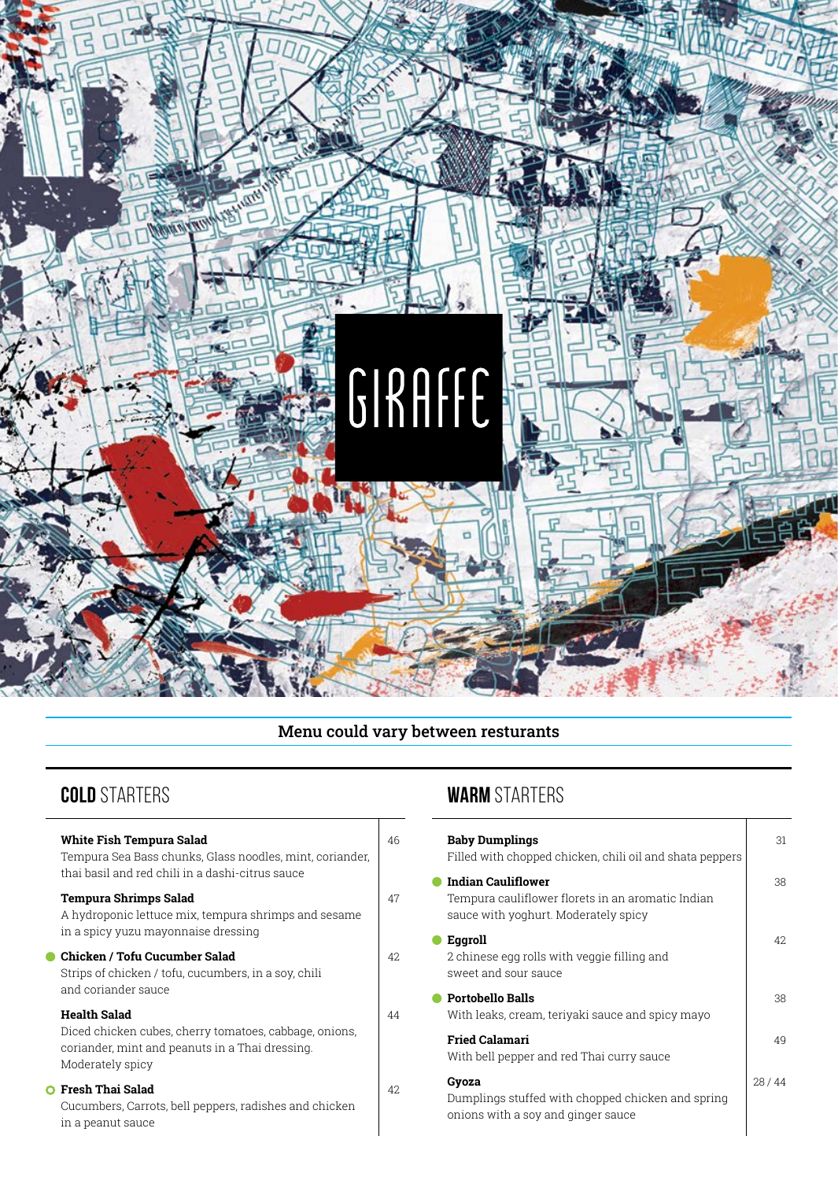# GIRAFFE

Menu could vary between resturants

## COLD STARTERS

**White Fish Tempura Salad** — 46
Tempura Sea Bass chunks, Glass noodles, mint, coriander, thai basil and red chili in a dashi-citrus sauce

**Tempura Shrimps Salad** — 47
A hydroponic lettuce mix, tempura shrimps and sesame in a spicy yuzu mayonnaise dressing

● **Chicken / Tofu Cucumber Salad** — 42
Strips of chicken / tofu, cucumbers, in a soy, chili and coriander sauce

**Health Salad** — 44
Diced chicken cubes, cherry tomatoes, cabbage, onions, coriander, mint and peanuts in a Thai dressing. Moderately spicy

○ **Fresh Thai Salad** — 42
Cucumbers, Carrots, bell peppers, radishes and chicken in a peanut sauce

## WARM STARTERS

**Baby Dumplings** — 31
Filled with chopped chicken, chili oil and shata peppers

● **Indian Cauliflower** — 38
Tempura cauliflower florets in an aromatic Indian sauce with yoghurt. Moderately spicy

● **Eggroll** — 42
2 chinese egg rolls with veggie filling and sweet and sour sauce

● **Portobello Balls** — 38
With leaks, cream, teriyaki sauce and spicy mayo

**Fried Calamari** — 49
With bell pepper and red Thai curry sauce

**Gyoza** — 28 / 44
Dumplings stuffed with chopped chicken and spring onions with a soy and ginger sauce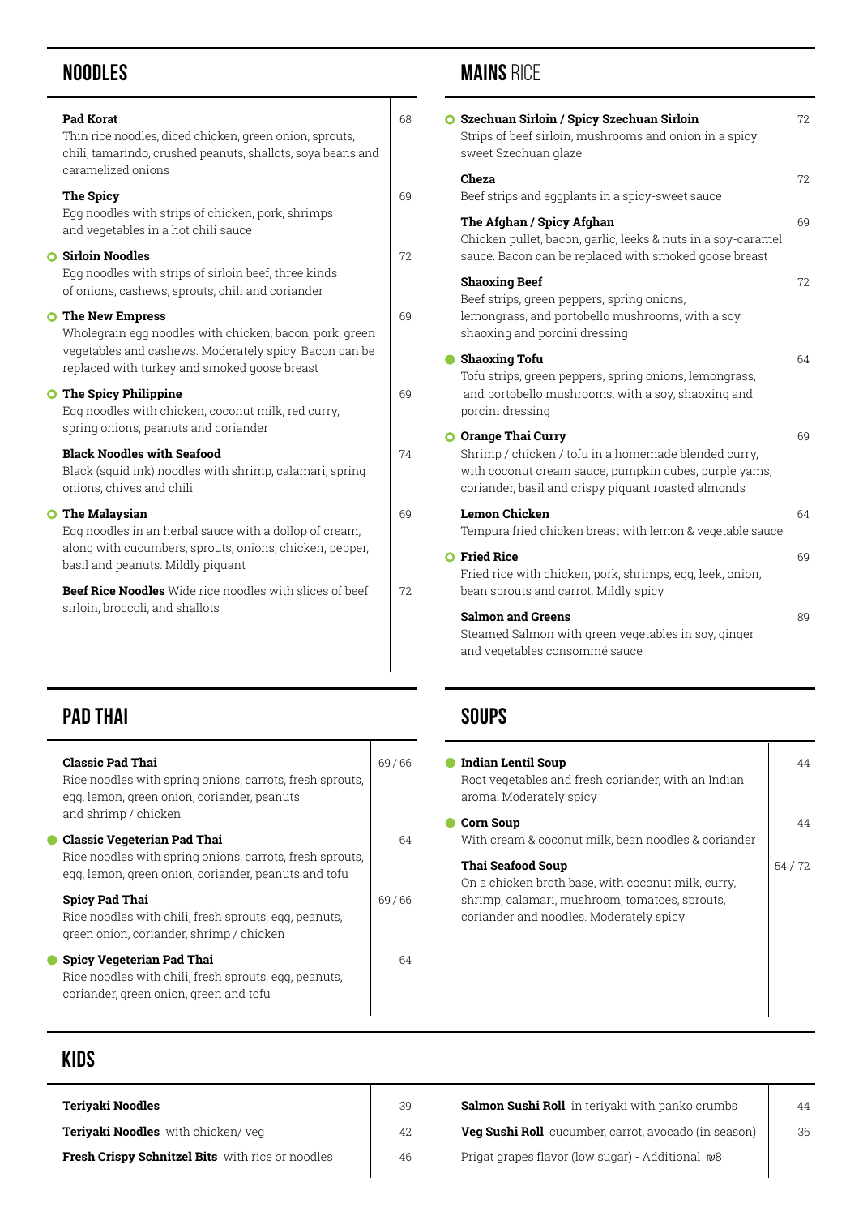## NOODLES

**Pad Korat** — 68
Thin rice noodles, diced chicken, green onion, sprouts, chili, tamarindo, crushed peanuts, shallots, soya beans and caramelized onions

**The Spicy** — 69
Egg noodles with strips of chicken, pork, shrimps and vegetables in a hot chili sauce

**Sirloin Noodles** — 72
Egg noodles with strips of sirloin beef, three kinds of onions, cashews, sprouts, chili and coriander

**The New Empress** — 69
Wholegrain egg noodles with chicken, bacon, pork, green vegetables and cashews. Moderately spicy. Bacon can be replaced with turkey and smoked goose breast

**The Spicy Philippine** — 69
Egg noodles with chicken, coconut milk, red curry, spring onions, peanuts and coriander

**Black Noodles with Seafood** — 74
Black (squid ink) noodles with shrimp, calamari, spring onions, chives and chili

**The Malaysian** — 69
Egg noodles in an herbal sauce with a dollop of cream, along with cucumbers, sprouts, onions, chicken, pepper, basil and peanuts. Mildly piquant

**Beef Rice Noodles** Wide rice noodles with slices of beef sirloin, broccoli, and shallots — 72

## MAINS RICE

**Szechuan Sirloin / Spicy Szechuan Sirloin** — 72
Strips of beef sirloin, mushrooms and onion in a spicy sweet Szechuan glaze

**Cheza** — 72
Beef strips and eggplants in a spicy-sweet sauce

**The Afghan / Spicy Afghan** — 69
Chicken pullet, bacon, garlic, leeks & nuts in a soy-caramel sauce. Bacon can be replaced with smoked goose breast

**Shaoxing Beef** — 72
Beef strips, green peppers, spring onions, lemongrass, and portobello mushrooms, with a soy shaoxing and porcini dressing

**Shaoxing Tofu** — 64
Tofu strips, green peppers, spring onions, lemongrass, and portobello mushrooms, with a soy, shaoxing and porcini dressing

**Orange Thai Curry** — 69
Shrimp / chicken / tofu in a homemade blended curry, with coconut cream sauce, pumpkin cubes, purple yams, coriander, basil and crispy piquant roasted almonds

**Lemon Chicken** — 64
Tempura fried chicken breast with lemon & vegetable sauce

**Fried Rice** — 69
Fried rice with chicken, pork, shrimps, egg, leek, onion, bean sprouts and carrot. Mildly spicy

**Salmon and Greens** — 89
Steamed Salmon with green vegetables in soy, ginger and vegetables consommé sauce

## PAD THAI

**Classic Pad Thai** — 69 / 66
Rice noodles with spring onions, carrots, fresh sprouts, egg, lemon, green onion, coriander, peanuts and shrimp / chicken

**Classic Vegeterian Pad Thai** — 64
Rice noodles with spring onions, carrots, fresh sprouts, egg, lemon, green onion, coriander, peanuts and tofu

**Spicy Pad Thai** — 69 / 66
Rice noodles with chili, fresh sprouts, egg, peanuts, green onion, coriander, shrimp / chicken

**Spicy Vegeterian Pad Thai** — 64
Rice noodles with chili, fresh sprouts, egg, peanuts, coriander, green onion, green and tofu

## SOUPS

**Indian Lentil Soup** — 44
Root vegetables and fresh coriander, with an Indian aroma. Moderately spicy

**Corn Soup** — 44
With cream & coconut milk, bean noodles & coriander

**Thai Seafood Soup** — 54 / 72
On a chicken broth base, with coconut milk, curry, shrimp, calamari, mushroom, tomatoes, sprouts, coriander and noodles. Moderately spicy

## KIDS

| Item | Price |
|---|---|
| **Teriyaki Noodles** | 39 |
| **Teriyaki Noodles** with chicken/ veg | 42 |
| **Fresh Crispy Schnitzel Bits** with rice or noodles | 46 |
| **Salmon Sushi Roll** in teriyaki with panko crumbs | 44 |
| **Veg Sushi Roll** cucumber, carrot, avocado (in season) | 36 |
| Prigat grapes flavor (low sugar) - Additional ₪8 | |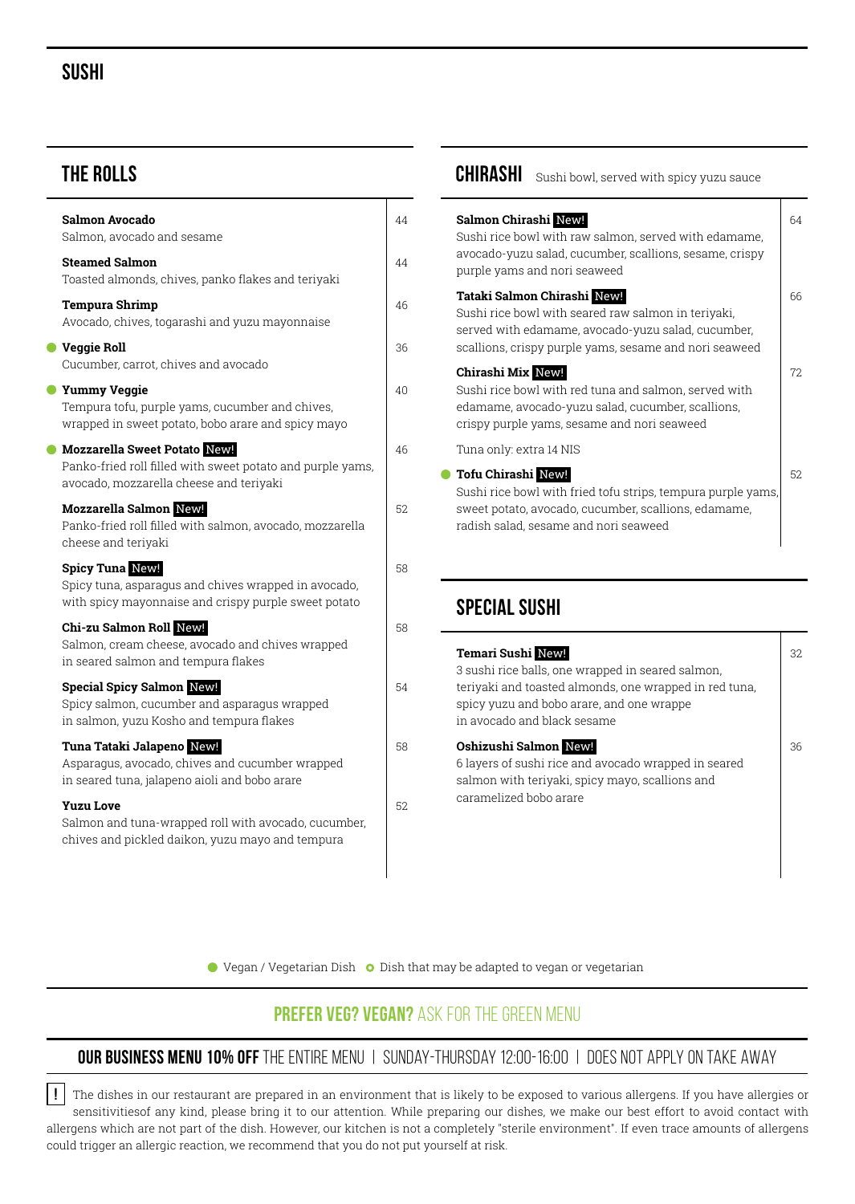# SUSHI

## THE ROLLS

**Salmon Avocado** — 44
Salmon, avocado and sesame

**Steamed Salmon** — 44
Toasted almonds, chives, panko flakes and teriyaki

**Tempura Shrimp** — 46
Avocado, chives, togarashi and yuzu mayonnaise

● **Veggie Roll** — 36
Cucumber, carrot, chives and avocado

● **Yummy Veggie** — 40
Tempura tofu, purple yams, cucumber and chives, wrapped in sweet potato, bobo arare and spicy mayo

● **Mozzarella Sweet Potato** New! — 46
Panko-fried roll filled with sweet potato and purple yams, avocado, mozzarella cheese and teriyaki

**Mozzarella Salmon** New! — 52
Panko-fried roll filled with salmon, avocado, mozzarella cheese and teriyaki

**Spicy Tuna** New! — 58
Spicy tuna, asparagus and chives wrapped in avocado, with spicy mayonnaise and crispy purple sweet potato

**Chi-zu Salmon Roll** New! — 58
Salmon, cream cheese, avocado and chives wrapped in seared salmon and tempura flakes

**Special Spicy Salmon** New! — 54
Spicy salmon, cucumber and asparagus wrapped in salmon, yuzu Kosho and tempura flakes

**Tuna Tataki Jalapeno** New! — 58
Asparagus, avocado, chives and cucumber wrapped in seared tuna, jalapeno aioli and bobo arare

**Yuzu Love** — 52
Salmon and tuna-wrapped roll with avocado, cucumber, chives and pickled daikon, yuzu mayo and tempura

## CHIRASHI

Sushi bowl, served with spicy yuzu sauce

**Salmon Chirashi** New! — 64
Sushi rice bowl with raw salmon, served with edamame, avocado-yuzu salad, cucumber, scallions, sesame, crispy purple yams and nori seaweed

**Tataki Salmon Chirashi** New! — 66
Sushi rice bowl with seared raw salmon in teriyaki, served with edamame, avocado-yuzu salad, cucumber, scallions, crispy purple yams, sesame and nori seaweed

**Chirashi Mix** New! — 72
Sushi rice bowl with red tuna and salmon, served with edamame, avocado-yuzu salad, cucumber, scallions, crispy purple yams, sesame and nori seaweed

Tuna only: extra 14 NIS

● **Tofu Chirashi** New! — 52
Sushi rice bowl with fried tofu strips, tempura purple yams, sweet potato, avocado, cucumber, scallions, edamame, radish salad, sesame and nori seaweed

## SPECIAL SUSHI

**Temari Sushi** New! — 32
3 sushi rice balls, one wrapped in seared salmon, teriyaki and toasted almonds, one wrapped in red tuna, spicy yuzu and bobo arare, and one wrappe in avocado and black sesame

**Oshizushi Salmon** New! — 36
6 layers of sushi rice and avocado wrapped in seared salmon with teriyaki, spicy mayo, scallions and caramelized bobo arare

● Vegan / Vegetarian Dish ○ Dish that may be adapted to vegan or vegetarian

**PREFER VEG? VEGAN?** ASK FOR THE GREEN MENU

**OUR BUSINESS MENU 10% OFF** THE ENTIRE MENU | SUNDAY-THURSDAY 12:00-16:00 | DOES NOT APPLY ON TAKE AWAY

! The dishes in our restaurant are prepared in an environment that is likely to be exposed to various allergens. If you have allergies or sensitivitiesof any kind, please bring it to our attention. While preparing our dishes, we make our best effort to avoid contact with allergens which are not part of the dish. However, our kitchen is not a completely "sterile environment". If even trace amounts of allergens could trigger an allergic reaction, we recommend that you do not put yourself at risk.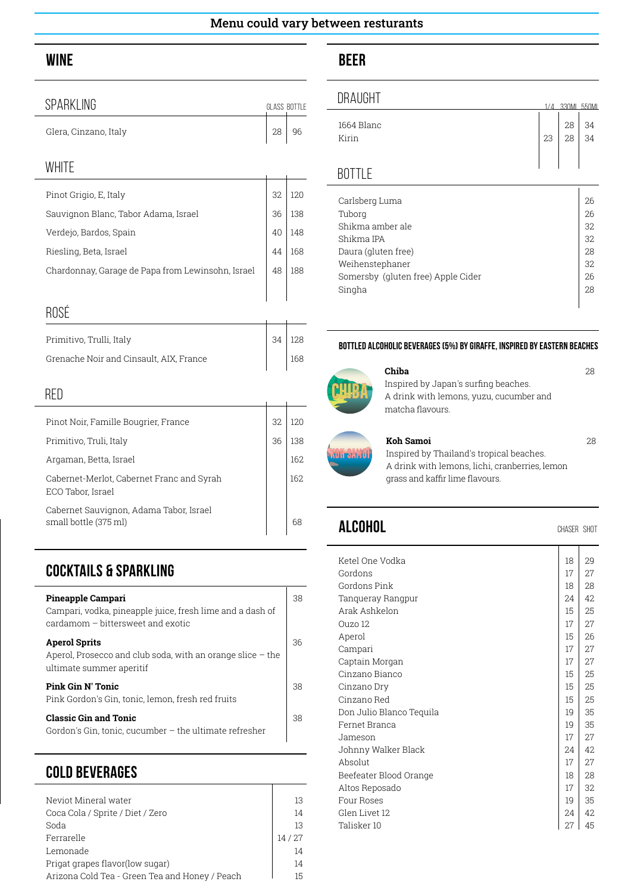Menu could vary between resturants

# WINE

## SPARKLING

| | GLASS | BOTTLE |
|---|---|---|
| Glera, Cinzano, Italy | 28 | 96 |

## WHITE

| | GLASS | BOTTLE |
|---|---|---|
| Pinot Grigio, E, Italy | 32 | 120 |
| Sauvignon Blanc, Tabor Adama, Israel | 36 | 138 |
| Verdejo, Bardos, Spain | 40 | 148 |
| Riesling, Beta, Israel | 44 | 168 |
| Chardonnay, Garage de Papa from Lewinsohn, Israel | 48 | 188 |

## ROSÉ

| | GLASS | BOTTLE |
|---|---|---|
| Primitivo, Trulli, Italy | 34 | 128 |
| Grenache Noir and Cinsault, AIX, France | | 168 |

## RED

| | GLASS | BOTTLE |
|---|---|---|
| Pinot Noir, Famille Bougrier, France | 32 | 120 |
| Primitivo, Truli, Italy | 36 | 138 |
| Argaman, Betta, Israel | | 162 |
| Cabernet-Merlot, Cabernet Franc and Syrah ECO Tabor, Israel | | 162 |
| Cabernet Sauvignon, Adama Tabor, Israel small bottle (375 ml) | | 68 |

# COCKTAILS & SPARKLING

**Pineapple Campari** — 38
Campari, vodka, pineapple juice, fresh lime and a dash of cardamom – bittersweet and exotic

**Aperol Sprits** — 36
Aperol, Prosecco and club soda, with an orange slice – the ultimate summer aperitif

**Pink Gin N' Tonic** — 38
Pink Gordon's Gin, tonic, lemon, fresh red fruits

**Classic Gin and Tonic** — 38
Gordon's Gin, tonic, cucumber – the ultimate refresher

# COLD BEVERAGES

| | |
|---|---|
| Neviot Mineral water | 13 |
| Coca Cola / Sprite / Diet / Zero | 14 |
| Soda | 13 |
| Ferrarelle | 14 / 27 |
| Lemonade | 14 |
| Prigat grapes flavor(low sugar) | 14 |
| Arizona Cold Tea - Green Tea and Honey / Peach | 15 |

# BEER

## DRAUGHT

| | 1/4 | 330ML | 550ML |
|---|---|---|---|
| 1664 Blanc | | 28 | 34 |
| Kirin | 23 | 28 | 34 |

## BOTTLE

| | |
|---|---|
| Carlsberg Luma | 26 |
| Tuborg | 26 |
| Shikma amber ale | 32 |
| Shikma IPA | 32 |
| Daura (gluten free) | 28 |
| Weihenstephaner | 32 |
| Somersby (gluten free) Apple Cider | 26 |
| Singha | 28 |

## BOTTLED ALCOHOLIC BEVERAGES (5%) BY GIRAFFE, INSPIRED BY EASTERN BEACHES

**Chiba** — 28
Inspired by Japan's surfing beaches.
A drink with lemons, yuzu, cucumber and matcha flavours.

**Koh Samoi** — 28
Inspired by Thailand's tropical beaches.
A drink with lemons, lichi, cranberries, lemon grass and kaffir lime flavours.

# ALCOHOL

| | CHASER | SHOT |
|---|---|---|
| Ketel One Vodka | 18 | 29 |
| Gordons | 17 | 27 |
| Gordons Pink | 18 | 28 |
| Tanqueray Rangpur | 24 | 42 |
| Arak Ashkelon | 15 | 25 |
| Ouzo 12 | 17 | 27 |
| Aperol | 15 | 26 |
| Campari | 17 | 27 |
| Captain Morgan | 17 | 27 |
| Cinzano Bianco | 15 | 25 |
| Cinzano Dry | 15 | 25 |
| Cinzano Red | 15 | 25 |
| Don Julio Blanco Tequila | 19 | 35 |
| Fernet Branca | 19 | 35 |
| Jameson | 17 | 27 |
| Johnny Walker Black | 24 | 42 |
| Absolut | 17 | 27 |
| Beefeater Blood Orange | 18 | 28 |
| Altos Reposado | 17 | 32 |
| Four Roses | 19 | 35 |
| Glen Livet 12 | 24 | 42 |
| Talisker 10 | 27 | 45 |